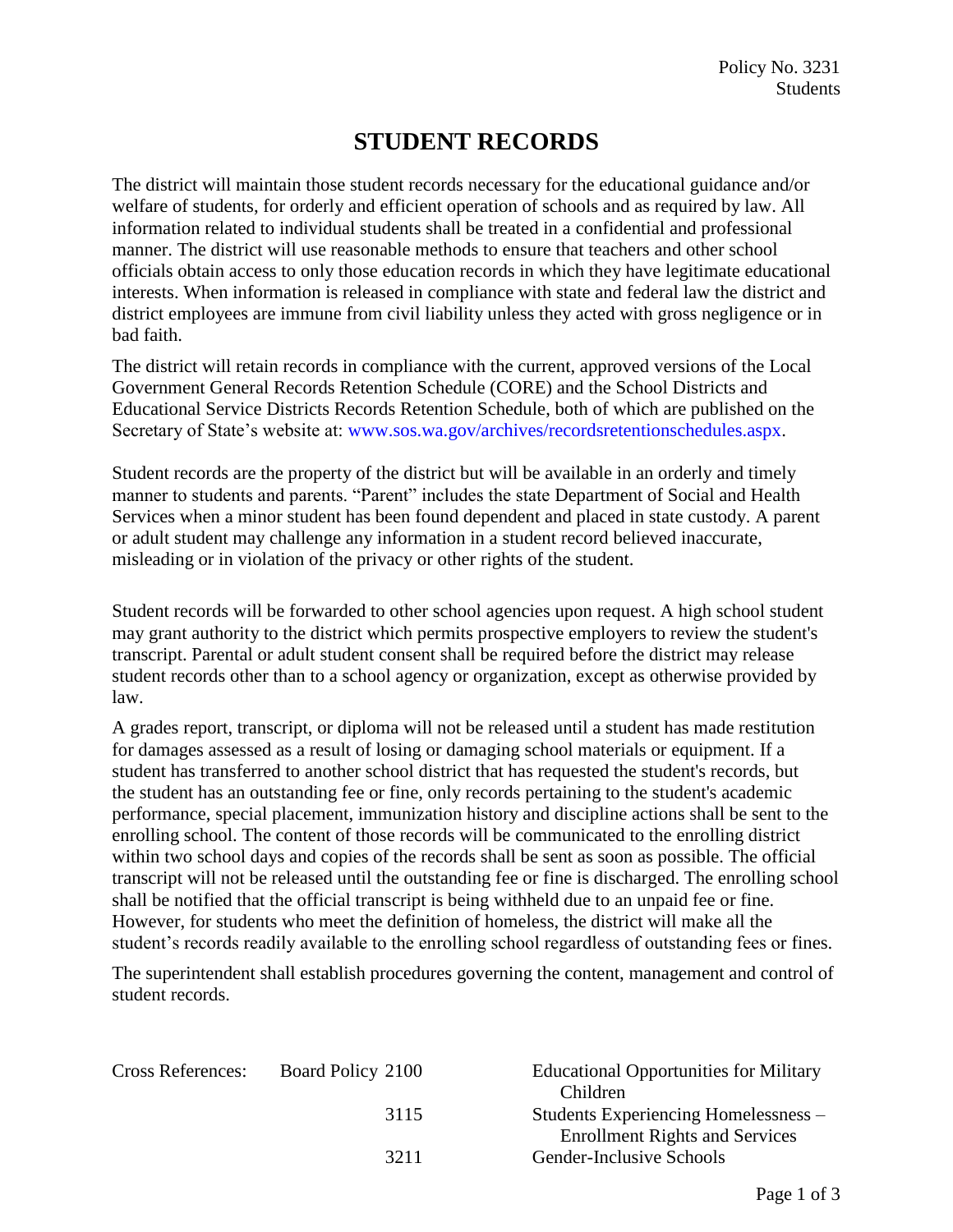Policy No. 3231
Students

# STUDENT RECORDS

The district will maintain those student records necessary for the educational guidance and/or welfare of students, for orderly and efficient operation of schools and as required by law. All information related to individual students shall be treated in a confidential and professional manner. The district will use reasonable methods to ensure that teachers and other school officials obtain access to only those education records in which they have legitimate educational interests. When information is released in compliance with state and federal law the district and district employees are immune from civil liability unless they acted with gross negligence or in bad faith.

The district will retain records in compliance with the current, approved versions of the Local Government General Records Retention Schedule (CORE) and the School Districts and Educational Service Districts Records Retention Schedule, both of which are published on the Secretary of State's website at: www.sos.wa.gov/archives/recordsretentionschedules.aspx.

Student records are the property of the district but will be available in an orderly and timely manner to students and parents. "Parent" includes the state Department of Social and Health Services when a minor student has been found dependent and placed in state custody. A parent or adult student may challenge any information in a student record believed inaccurate, misleading or in violation of the privacy or other rights of the student.

Student records will be forwarded to other school agencies upon request. A high school student may grant authority to the district which permits prospective employers to review the student's transcript. Parental or adult student consent shall be required before the district may release student records other than to a school agency or organization, except as otherwise provided by law.

A grades report, transcript, or diploma will not be released until a student has made restitution for damages assessed as a result of losing or damaging school materials or equipment. If a student has transferred to another school district that has requested the student's records, but the student has an outstanding fee or fine, only records pertaining to the student's academic performance, special placement, immunization history and discipline actions shall be sent to the enrolling school. The content of those records will be communicated to the enrolling district within two school days and copies of the records shall be sent as soon as possible. The official transcript will not be released until the outstanding fee or fine is discharged. The enrolling school shall be notified that the official transcript is being withheld due to an unpaid fee or fine. However, for students who meet the definition of homeless, the district will make all the student's records readily available to the enrolling school regardless of outstanding fees or fines.

The superintendent shall establish procedures governing the content, management and control of student records.

| Cross References: | Board Policy 2100 | Educational Opportunities for Military Children |
|---|---|---|
| | 3115 | Students Experiencing Homelessness – Enrollment Rights and Services |
| | 3211 | Gender-Inclusive Schools |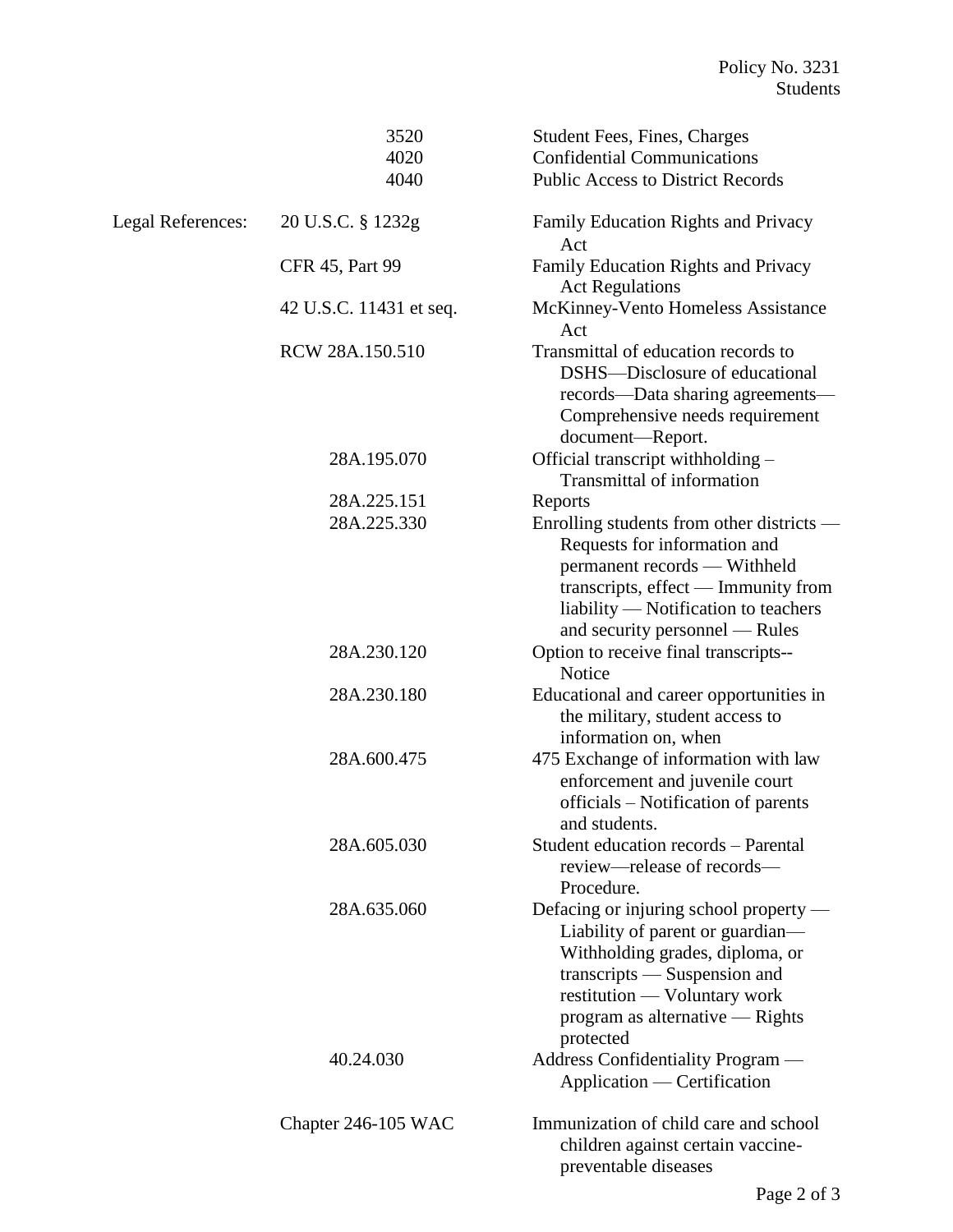| | | |
|---|---|---|
| | 3520 | Student Fees, Fines, Charges |
| | 4020 | Confidential Communications |
| | 4040 | Public Access to District Records |
| Legal References: | 20 U.S.C. § 1232g | Family Education Rights and Privacy Act |
| | CFR 45, Part 99 | Family Education Rights and Privacy Act Regulations |
| | 42 U.S.C. 11431 et seq. | McKinney-Vento Homeless Assistance Act |
| | RCW 28A.150.510 | Transmittal of education records to DSHS—Disclosure of educational records—Data sharing agreements—Comprehensive needs requirement document—Report. |
| | 28A.195.070 | Official transcript withholding – Transmittal of information |
| | 28A.225.151 | Reports |
| | 28A.225.330 | Enrolling students from other districts — Requests for information and permanent records — Withheld transcripts, effect — Immunity from liability — Notification to teachers and security personnel — Rules |
| | 28A.230.120 | Option to receive final transcripts--Notice |
| | 28A.230.180 | Educational and career opportunities in the military, student access to information on, when |
| | 28A.600.475 | 475 Exchange of information with law enforcement and juvenile court officials – Notification of parents and students. |
| | 28A.605.030 | Student education records – Parental review—release of records—Procedure. |
| | 28A.635.060 | Defacing or injuring school property — Liability of parent or guardian—Withholding grades, diploma, or transcripts — Suspension and restitution — Voluntary work program as alternative — Rights protected |
| | 40.24.030 | Address Confidentiality Program — Application — Certification |
| | Chapter 246-105 WAC | Immunization of child care and school children against certain vaccine-preventable diseases |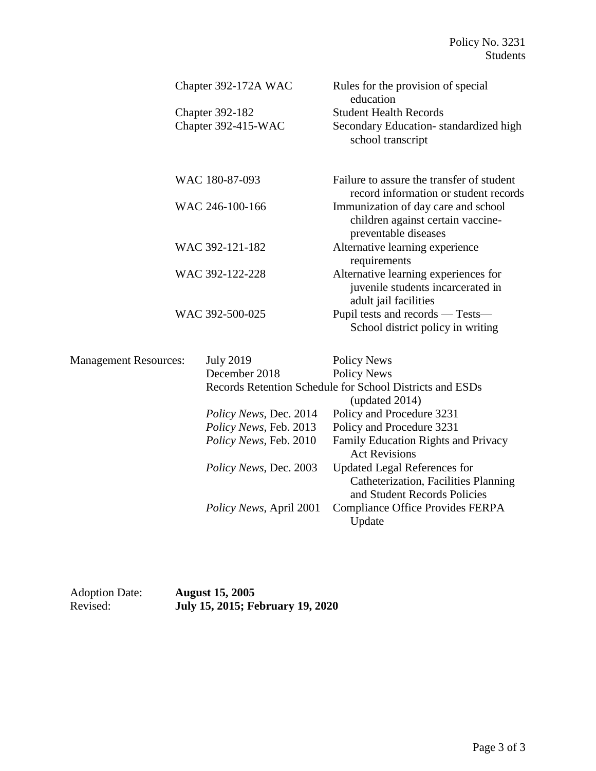| | | |
|---|---|---|
| | Chapter 392-172A WAC | Rules for the provision of special education |
| | Chapter 392-182 | Student Health Records |
| | Chapter 392-415-WAC | Secondary Education- standardized high school transcript |
| | WAC 180-87-093 | Failure to assure the transfer of student record information or student records |
| | WAC 246-100-166 | Immunization of day care and school children against certain vaccine-preventable diseases |
| | WAC 392-121-182 | Alternative learning experience requirements |
| | WAC 392-122-228 | Alternative learning experiences for juvenile students incarcerated in adult jail facilities |
| | WAC 392-500-025 | Pupil tests and records — Tests— School district policy in writing |
| Management Resources: | July 2019 | Policy News |
| | December 2018 | Policy News |
| | Records Retention Schedule for School Districts and ESDs (updated 2014) | |
| | *Policy News*, Dec. 2014 | Policy and Procedure 3231 |
| | *Policy News*, Feb. 2013 | Policy and Procedure 3231 |
| | *Policy News*, Feb. 2010 | Family Education Rights and Privacy Act Revisions |
| | *Policy News*, Dec. 2003 | Updated Legal References for Catheterization, Facilities Planning and Student Records Policies |
| | *Policy News*, April 2001 | Compliance Office Provides FERPA Update |

Adoption Date: **August 15, 2005**
Revised: **July 15, 2015; February 19, 2020**